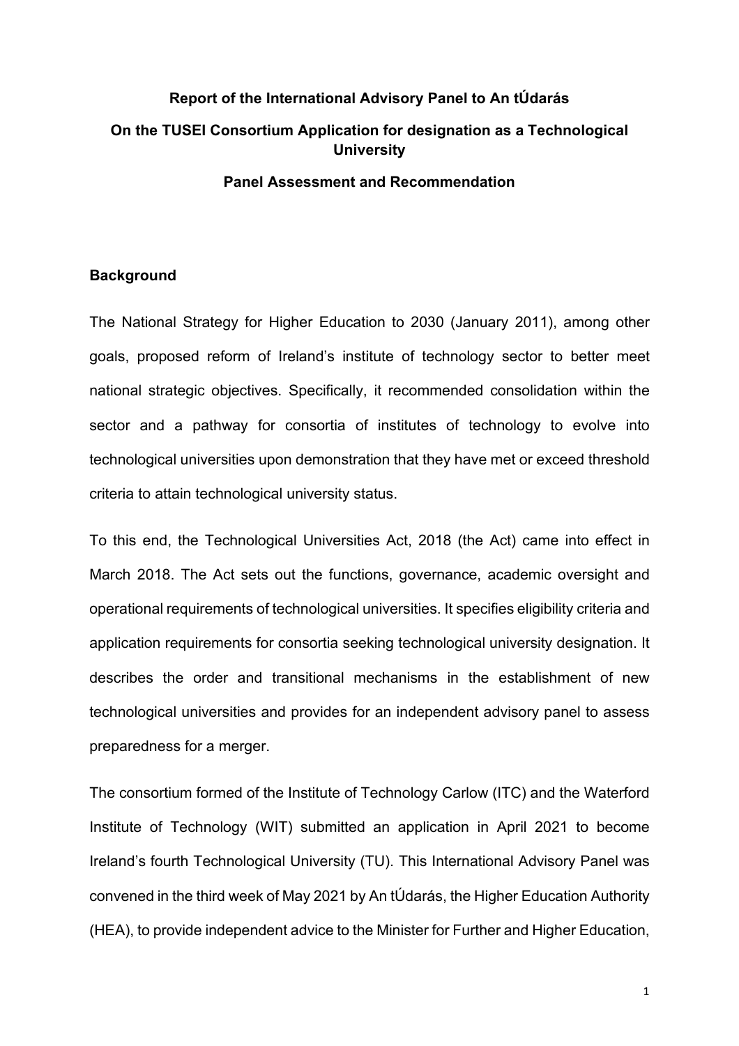# Report of the International Advisory Panel to An tÚdarás

## On the TUSEI Consortium Application for designation as a Technological University

## Panel Assessment and Recommendation

### Background

The National Strategy for Higher Education to 2030 (January 2011), among other goals, proposed reform of Ireland's institute of technology sector to better meet national strategic objectives. Specifically, it recommended consolidation within the sector and a pathway for consortia of institutes of technology to evolve into technological universities upon demonstration that they have met or exceed threshold criteria to attain technological university status.

To this end, the Technological Universities Act, 2018 (the Act) came into effect in March 2018. The Act sets out the functions, governance, academic oversight and operational requirements of technological universities. It specifies eligibility criteria and application requirements for consortia seeking technological university designation. It describes the order and transitional mechanisms in the establishment of new technological universities and provides for an independent advisory panel to assess preparedness for a merger.

The consortium formed of the Institute of Technology Carlow (ITC) and the Waterford Institute of Technology (WIT) submitted an application in April 2021 to become Ireland's fourth Technological University (TU). This International Advisory Panel was convened in the third week of May 2021 by An tÚdarás, the Higher Education Authority (HEA), to provide independent advice to the Minister for Further and Higher Education,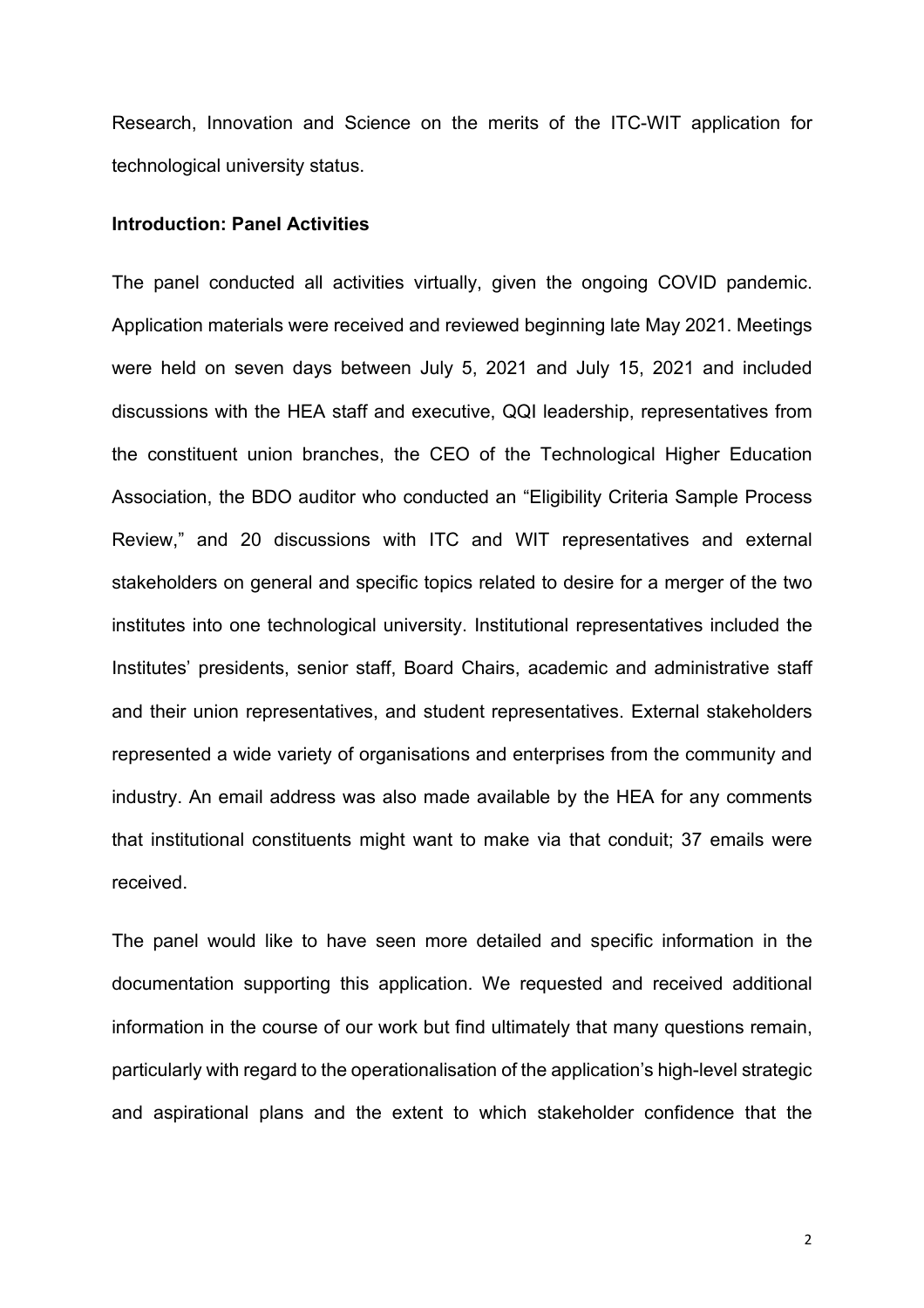Research, Innovation and Science on the merits of the ITC-WIT application for technological university status.

**Introduction: Panel Activities**

The panel conducted all activities virtually, given the ongoing COVID pandemic. Application materials were received and reviewed beginning late May 2021. Meetings were held on seven days between July 5, 2021 and July 15, 2021 and included discussions with the HEA staff and executive, QQI leadership, representatives from the constituent union branches, the CEO of the Technological Higher Education Association, the BDO auditor who conducted an "Eligibility Criteria Sample Process Review," and 20 discussions with ITC and WIT representatives and external stakeholders on general and specific topics related to desire for a merger of the two institutes into one technological university. Institutional representatives included the Institutes' presidents, senior staff, Board Chairs, academic and administrative staff and their union representatives, and student representatives. External stakeholders represented a wide variety of organisations and enterprises from the community and industry. An email address was also made available by the HEA for any comments that institutional constituents might want to make via that conduit; 37 emails were received.

The panel would like to have seen more detailed and specific information in the documentation supporting this application. We requested and received additional information in the course of our work but find ultimately that many questions remain, particularly with regard to the operationalisation of the application's high-level strategic and aspirational plans and the extent to which stakeholder confidence that the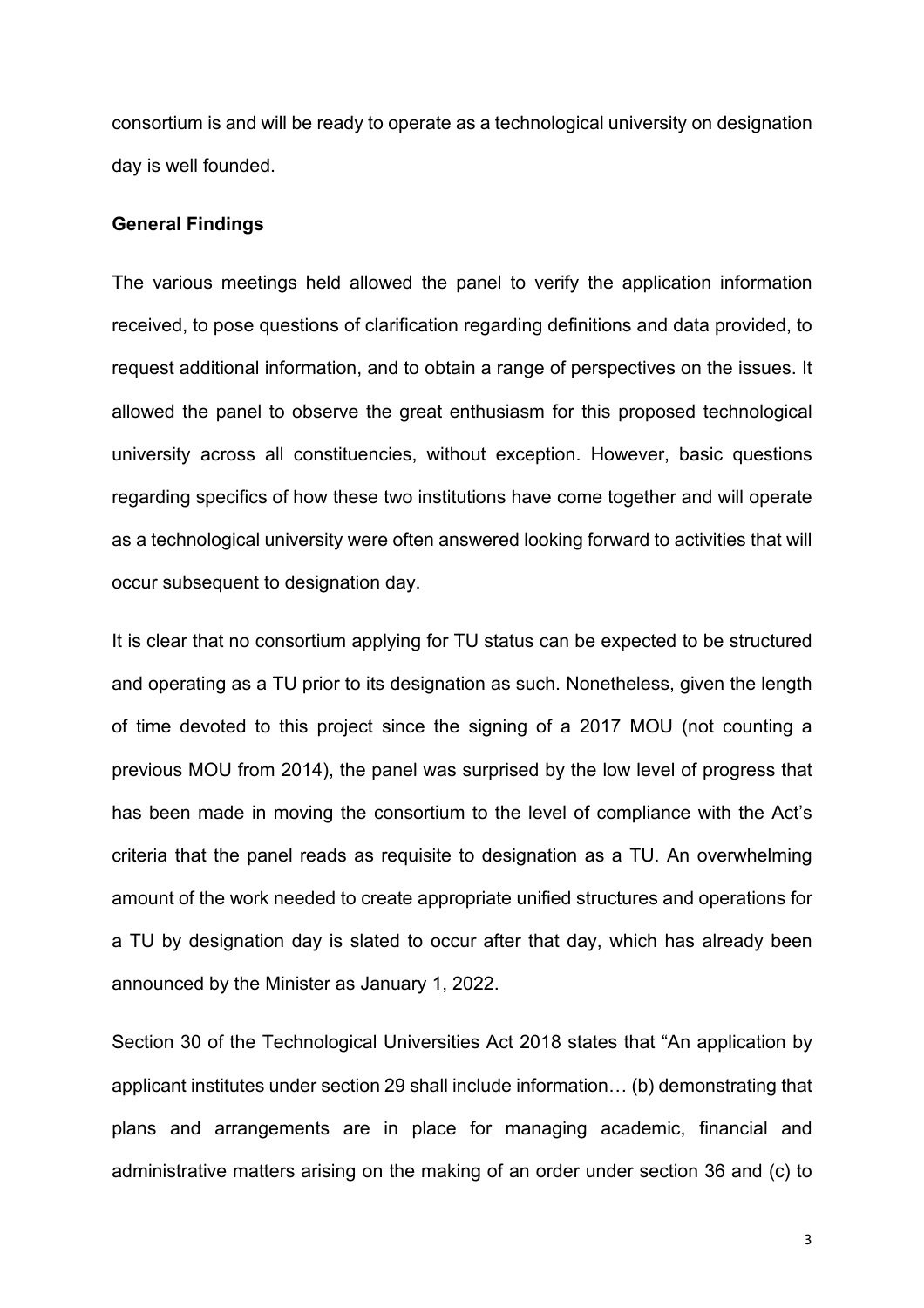consortium is and will be ready to operate as a technological university on designation day is well founded.

**General Findings**

The various meetings held allowed the panel to verify the application information received, to pose questions of clarification regarding definitions and data provided, to request additional information, and to obtain a range of perspectives on the issues. It allowed the panel to observe the great enthusiasm for this proposed technological university across all constituencies, without exception. However, basic questions regarding specifics of how these two institutions have come together and will operate as a technological university were often answered looking forward to activities that will occur subsequent to designation day.

It is clear that no consortium applying for TU status can be expected to be structured and operating as a TU prior to its designation as such. Nonetheless, given the length of time devoted to this project since the signing of a 2017 MOU (not counting a previous MOU from 2014), the panel was surprised by the low level of progress that has been made in moving the consortium to the level of compliance with the Act's criteria that the panel reads as requisite to designation as a TU. An overwhelming amount of the work needed to create appropriate unified structures and operations for a TU by designation day is slated to occur after that day, which has already been announced by the Minister as January 1, 2022.

Section 30 of the Technological Universities Act 2018 states that "An application by applicant institutes under section 29 shall include information… (b) demonstrating that plans and arrangements are in place for managing academic, financial and administrative matters arising on the making of an order under section 36 and (c) to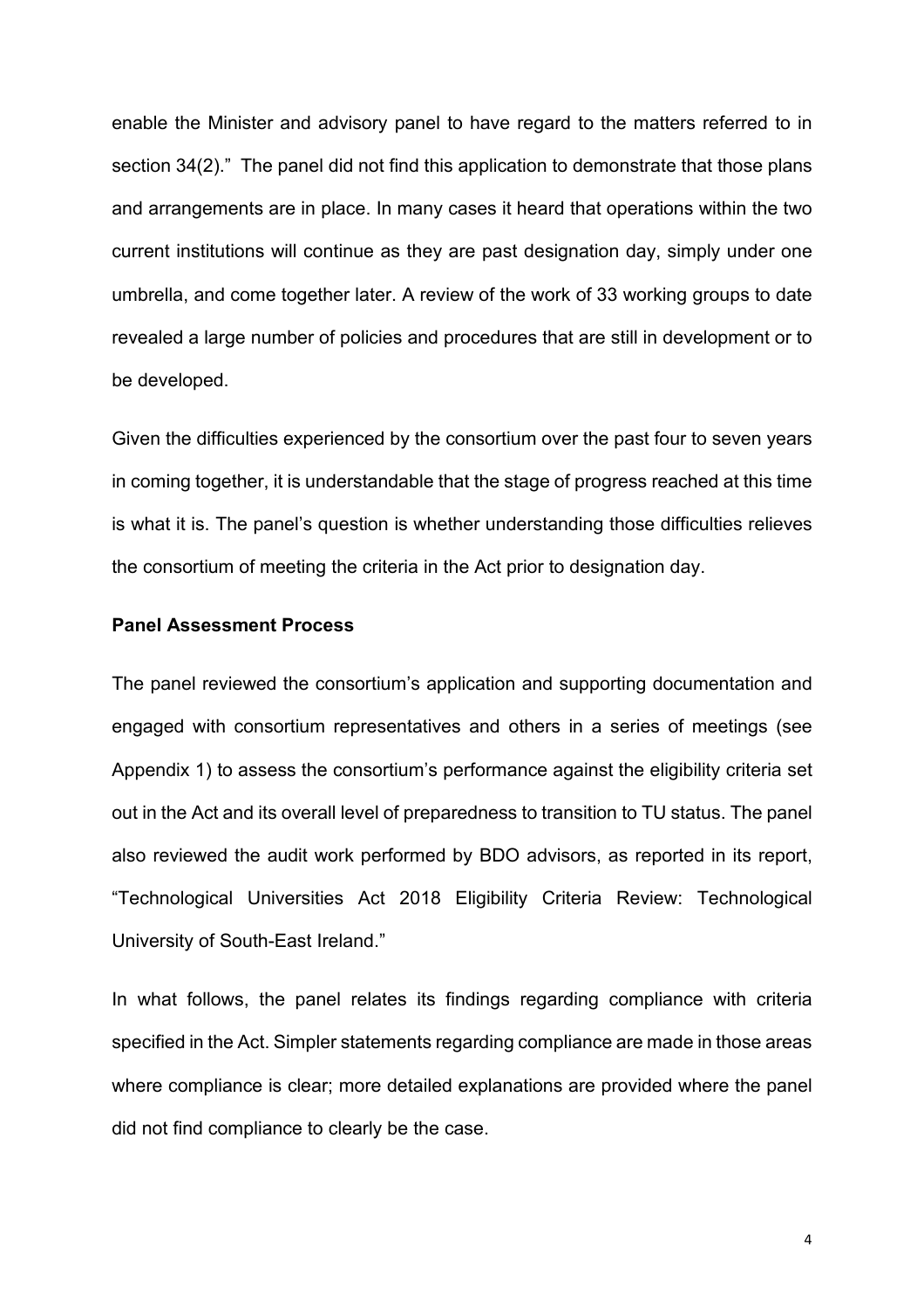enable the Minister and advisory panel to have regard to the matters referred to in section 34(2)." The panel did not find this application to demonstrate that those plans and arrangements are in place. In many cases it heard that operations within the two current institutions will continue as they are past designation day, simply under one umbrella, and come together later. A review of the work of 33 working groups to date revealed a large number of policies and procedures that are still in development or to be developed.

Given the difficulties experienced by the consortium over the past four to seven years in coming together, it is understandable that the stage of progress reached at this time is what it is. The panel's question is whether understanding those difficulties relieves the consortium of meeting the criteria in the Act prior to designation day.

**Panel Assessment Process**

The panel reviewed the consortium's application and supporting documentation and engaged with consortium representatives and others in a series of meetings (see Appendix 1) to assess the consortium's performance against the eligibility criteria set out in the Act and its overall level of preparedness to transition to TU status. The panel also reviewed the audit work performed by BDO advisors, as reported in its report, "Technological Universities Act 2018 Eligibility Criteria Review: Technological University of South-East Ireland."

In what follows, the panel relates its findings regarding compliance with criteria specified in the Act. Simpler statements regarding compliance are made in those areas where compliance is clear; more detailed explanations are provided where the panel did not find compliance to clearly be the case.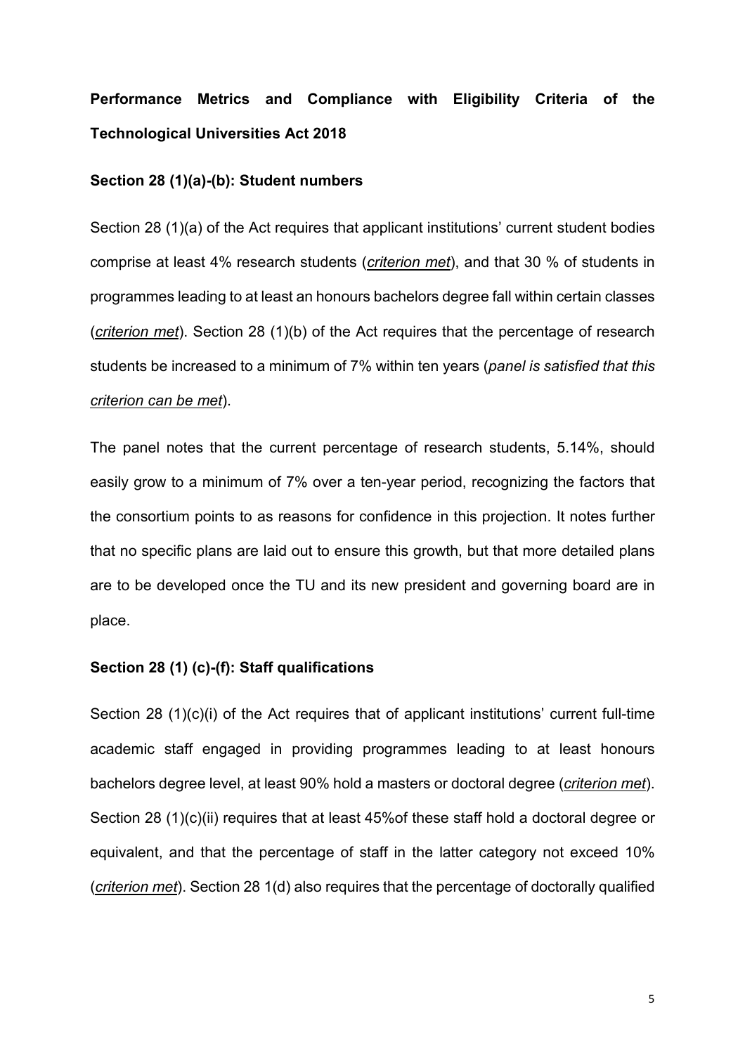**Performance Metrics and Compliance with Eligibility Criteria of the Technological Universities Act 2018**

**Section 28 (1)(a)-(b): Student numbers**

Section 28 (1)(a) of the Act requires that applicant institutions' current student bodies comprise at least 4% research students (*criterion met*), and that 30 % of students in programmes leading to at least an honours bachelors degree fall within certain classes (*criterion met*). Section 28 (1)(b) of the Act requires that the percentage of research students be increased to a minimum of 7% within ten years (*panel is satisfied that this criterion can be met*).

The panel notes that the current percentage of research students, 5.14%, should easily grow to a minimum of 7% over a ten-year period, recognizing the factors that the consortium points to as reasons for confidence in this projection. It notes further that no specific plans are laid out to ensure this growth, but that more detailed plans are to be developed once the TU and its new president and governing board are in place.

**Section 28 (1) (c)-(f): Staff qualifications**

Section 28 (1)(c)(i) of the Act requires that of applicant institutions' current full-time academic staff engaged in providing programmes leading to at least honours bachelors degree level, at least 90% hold a masters or doctoral degree (*criterion met*). Section 28 (1)(c)(ii) requires that at least 45%of these staff hold a doctoral degree or equivalent, and that the percentage of staff in the latter category not exceed 10% (*criterion met*). Section 28 1(d) also requires that the percentage of doctorally qualified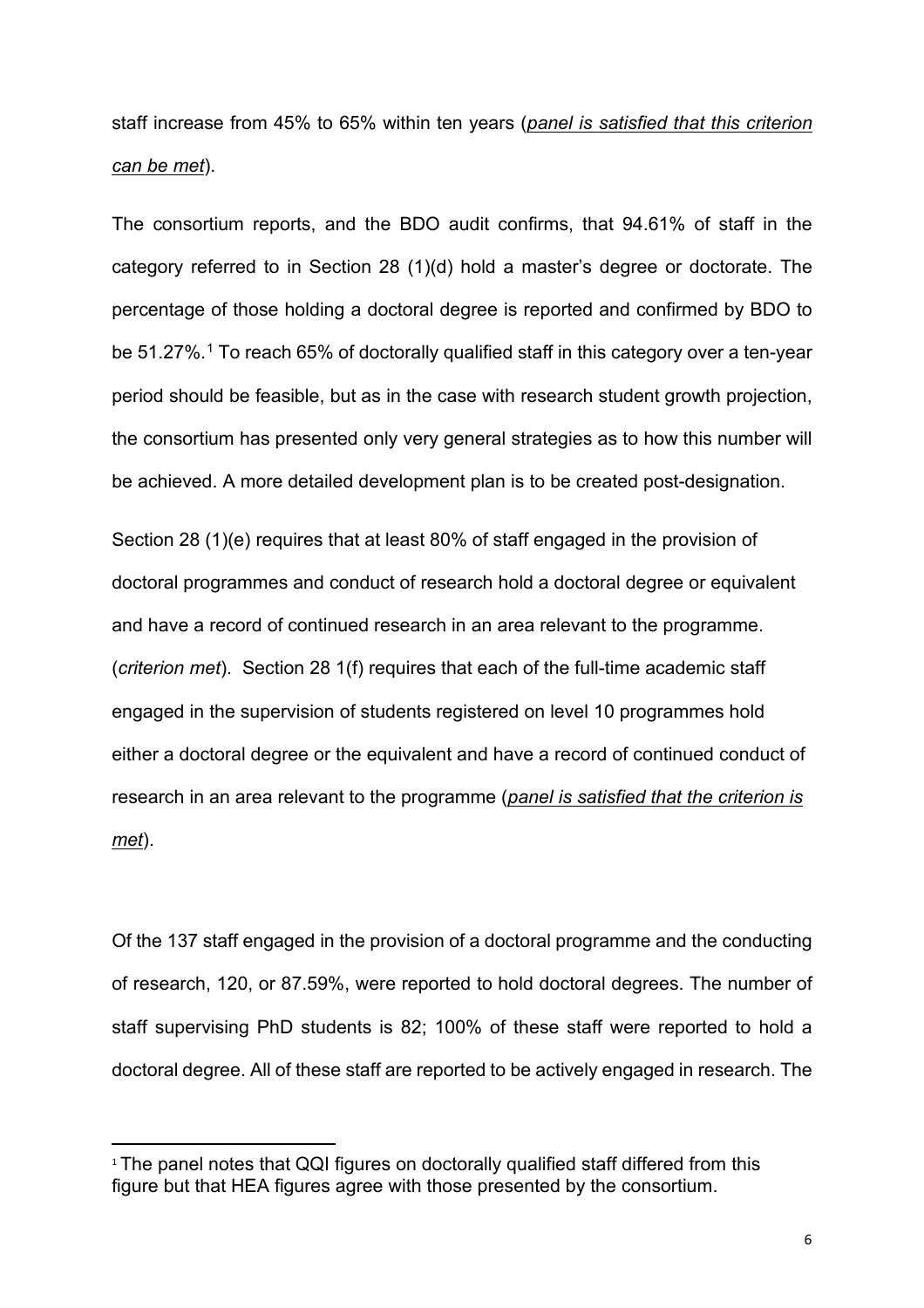staff increase from 45% to 65% within ten years (*panel is satisfied that this criterion can be met*).

The consortium reports, and the BDO audit confirms, that 94.61% of staff in the category referred to in Section 28 (1)(d) hold a master's degree or doctorate. The percentage of those holding a doctoral degree is reported and confirmed by BDO to be 51.27%.[1] To reach 65% of doctorally qualified staff in this category over a ten-year period should be feasible, but as in the case with research student growth projection, the consortium has presented only very general strategies as to how this number will be achieved. A more detailed development plan is to be created post-designation.

Section 28 (1)(e) requires that at least 80% of staff engaged in the provision of doctoral programmes and conduct of research hold a doctoral degree or equivalent and have a record of continued research in an area relevant to the programme. (*criterion met*). Section 28 1(f) requires that each of the full-time academic staff engaged in the supervision of students registered on level 10 programmes hold either a doctoral degree or the equivalent and have a record of continued conduct of research in an area relevant to the programme (*panel is satisfied that the criterion is met*).

Of the 137 staff engaged in the provision of a doctoral programme and the conducting of research, 120, or 87.59%, were reported to hold doctoral degrees. The number of staff supervising PhD students is 82; 100% of these staff were reported to hold a doctoral degree. All of these staff are reported to be actively engaged in research. The

---

[1] The panel notes that QQI figures on doctorally qualified staff differed from this figure but that HEA figures agree with those presented by the consortium.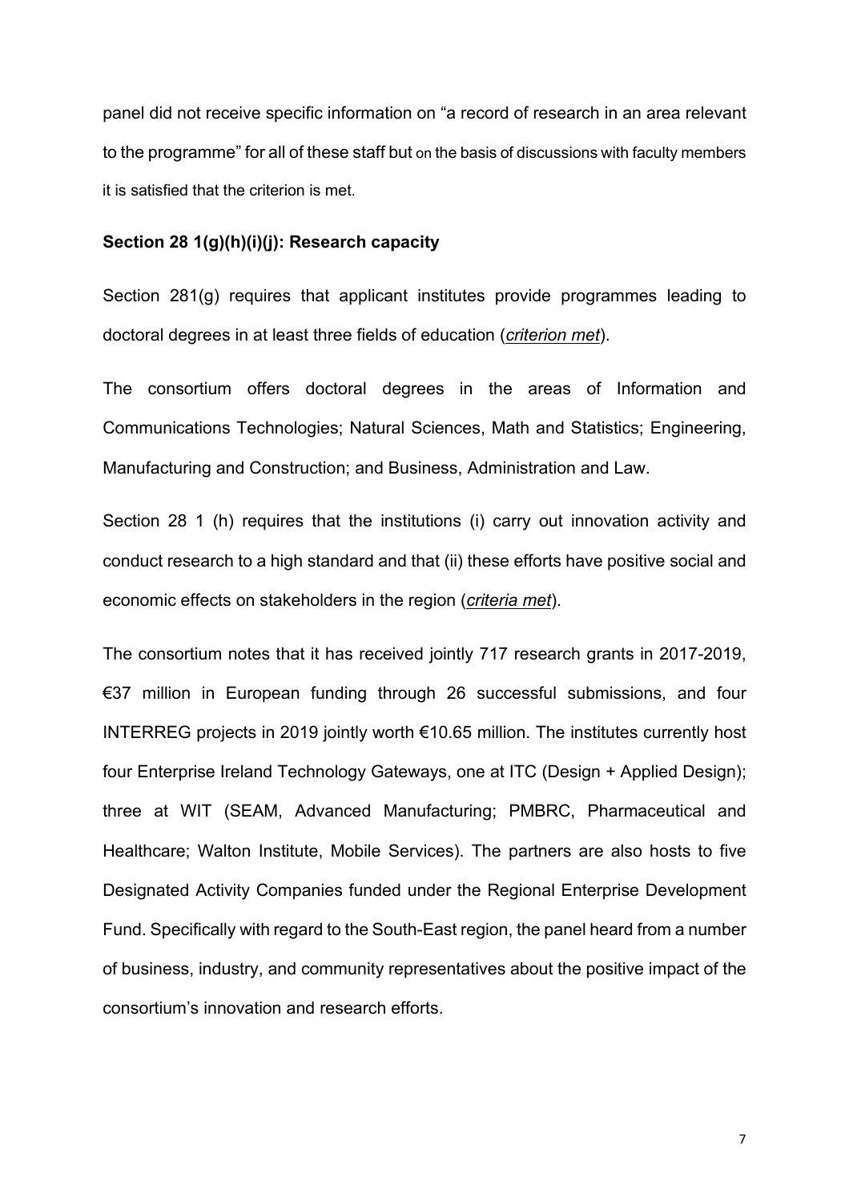panel did not receive specific information on "a record of research in an area relevant to the programme" for all of these staff but on the basis of discussions with faculty members it is satisfied that the criterion is met.

**Section 28 1(g)(h)(i)(j): Research capacity**

Section 281(g) requires that applicant institutes provide programmes leading to doctoral degrees in at least three fields of education (*criterion met*).

The consortium offers doctoral degrees in the areas of Information and Communications Technologies; Natural Sciences, Math and Statistics; Engineering, Manufacturing and Construction; and Business, Administration and Law.

Section 28 1 (h) requires that the institutions (i) carry out innovation activity and conduct research to a high standard and that (ii) these efforts have positive social and economic effects on stakeholders in the region (*criteria met*).

The consortium notes that it has received jointly 717 research grants in 2017-2019, €37 million in European funding through 26 successful submissions, and four INTERREG projects in 2019 jointly worth €10.65 million. The institutes currently host four Enterprise Ireland Technology Gateways, one at ITC (Design + Applied Design); three at WIT (SEAM, Advanced Manufacturing; PMBRC, Pharmaceutical and Healthcare; Walton Institute, Mobile Services). The partners are also hosts to five Designated Activity Companies funded under the Regional Enterprise Development Fund. Specifically with regard to the South-East region, the panel heard from a number of business, industry, and community representatives about the positive impact of the consortium's innovation and research efforts.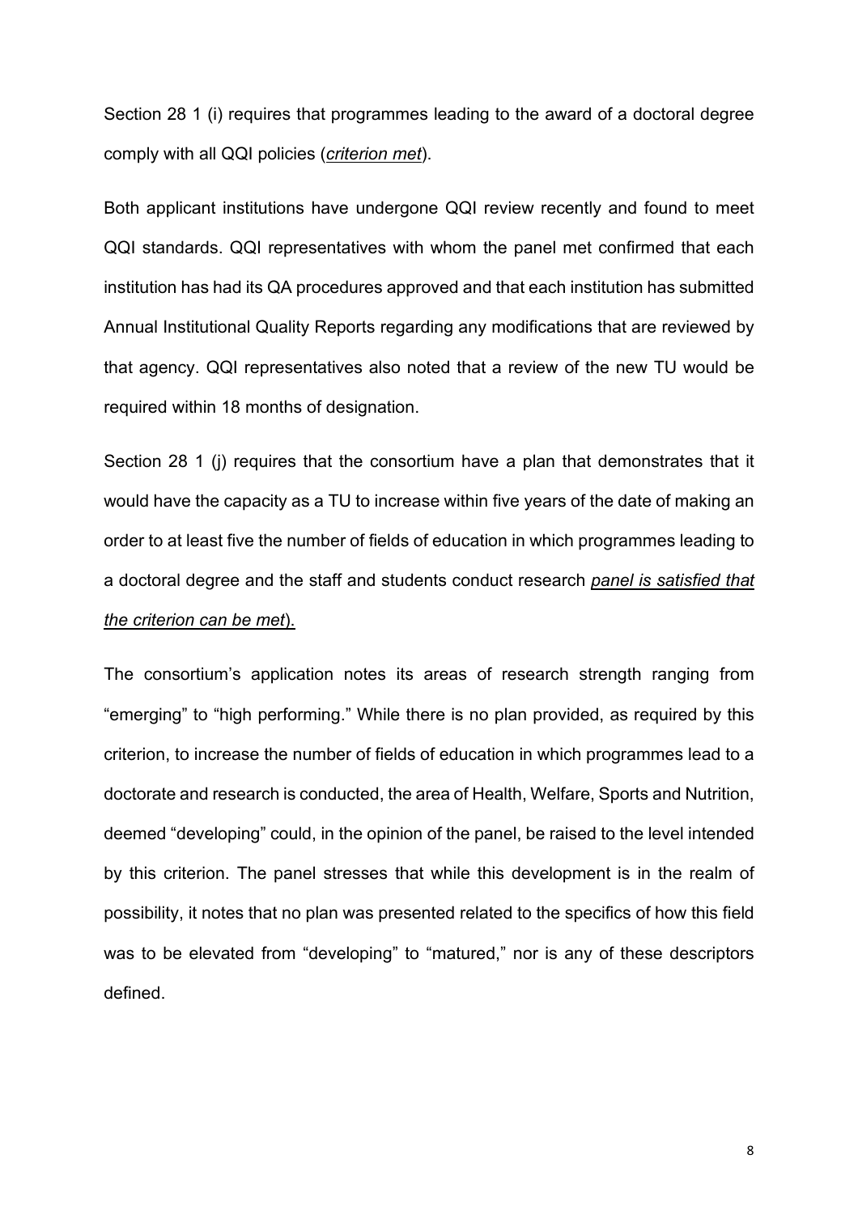Section 28 1 (i) requires that programmes leading to the award of a doctoral degree comply with all QQI policies (*criterion met*).

Both applicant institutions have undergone QQI review recently and found to meet QQI standards. QQI representatives with whom the panel met confirmed that each institution has had its QA procedures approved and that each institution has submitted Annual Institutional Quality Reports regarding any modifications that are reviewed by that agency. QQI representatives also noted that a review of the new TU would be required within 18 months of designation.

Section 28 1 (j) requires that the consortium have a plan that demonstrates that it would have the capacity as a TU to increase within five years of the date of making an order to at least five the number of fields of education in which programmes leading to a doctoral degree and the staff and students conduct research *panel is satisfied that the criterion can be met*).

The consortium's application notes its areas of research strength ranging from "emerging" to "high performing." While there is no plan provided, as required by this criterion, to increase the number of fields of education in which programmes lead to a doctorate and research is conducted, the area of Health, Welfare, Sports and Nutrition, deemed "developing" could, in the opinion of the panel, be raised to the level intended by this criterion. The panel stresses that while this development is in the realm of possibility, it notes that no plan was presented related to the specifics of how this field was to be elevated from "developing" to "matured," nor is any of these descriptors defined.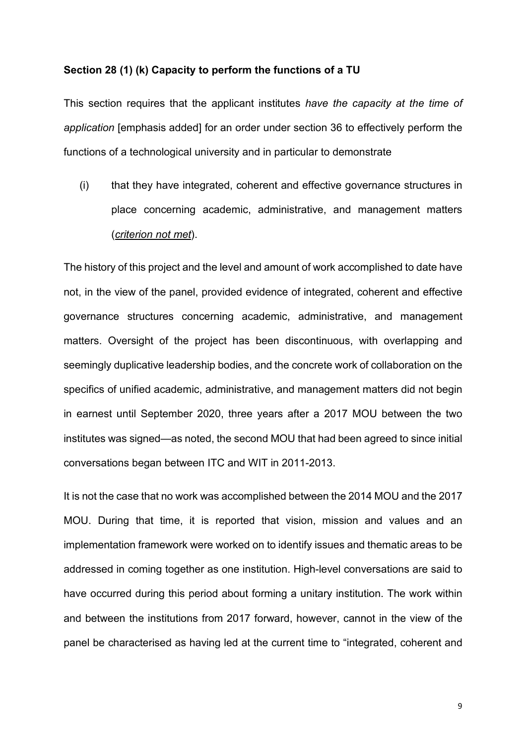**Section 28 (1) (k) Capacity to perform the functions of a TU**

This section requires that the applicant institutes *have the capacity at the time of application* [emphasis added] for an order under section 36 to effectively perform the functions of a technological university and in particular to demonstrate

(i) that they have integrated, coherent and effective governance structures in place concerning academic, administrative, and management matters (*criterion not met*).

The history of this project and the level and amount of work accomplished to date have not, in the view of the panel, provided evidence of integrated, coherent and effective governance structures concerning academic, administrative, and management matters. Oversight of the project has been discontinuous, with overlapping and seemingly duplicative leadership bodies, and the concrete work of collaboration on the specifics of unified academic, administrative, and management matters did not begin in earnest until September 2020, three years after a 2017 MOU between the two institutes was signed—as noted, the second MOU that had been agreed to since initial conversations began between ITC and WIT in 2011-2013.

It is not the case that no work was accomplished between the 2014 MOU and the 2017 MOU. During that time, it is reported that vision, mission and values and an implementation framework were worked on to identify issues and thematic areas to be addressed in coming together as one institution. High-level conversations are said to have occurred during this period about forming a unitary institution. The work within and between the institutions from 2017 forward, however, cannot in the view of the panel be characterised as having led at the current time to "integrated, coherent and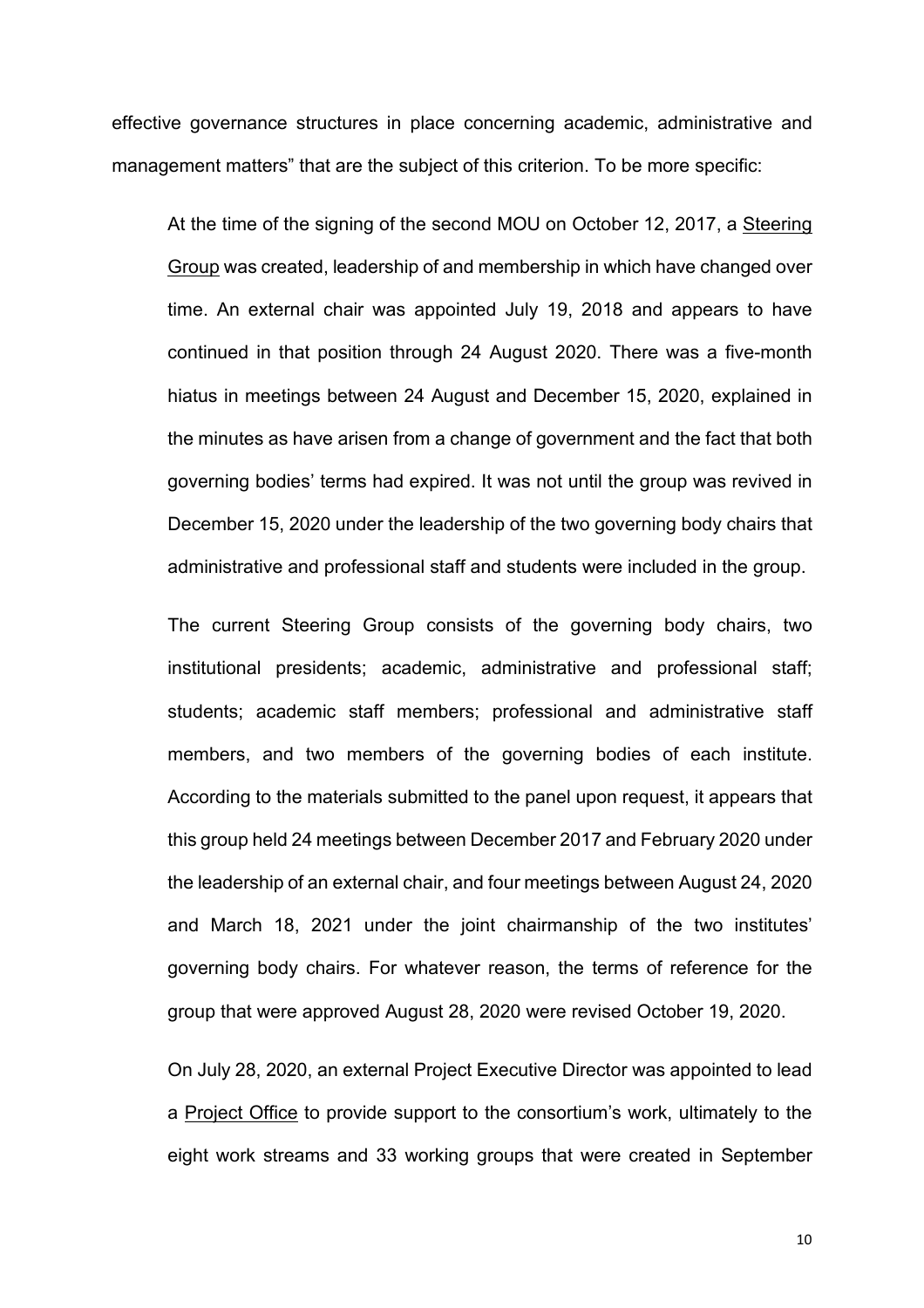effective governance structures in place concerning academic, administrative and management matters" that are the subject of this criterion. To be more specific:

> At the time of the signing of the second MOU on October 12, 2017, a Steering Group was created, leadership of and membership in which have changed over time. An external chair was appointed July 19, 2018 and appears to have continued in that position through 24 August 2020. There was a five-month hiatus in meetings between 24 August and December 15, 2020, explained in the minutes as have arisen from a change of government and the fact that both governing bodies' terms had expired. It was not until the group was revived in December 15, 2020 under the leadership of the two governing body chairs that administrative and professional staff and students were included in the group.
>
> The current Steering Group consists of the governing body chairs, two institutional presidents; academic, administrative and professional staff; students; academic staff members; professional and administrative staff members, and two members of the governing bodies of each institute. According to the materials submitted to the panel upon request, it appears that this group held 24 meetings between December 2017 and February 2020 under the leadership of an external chair, and four meetings between August 24, 2020 and March 18, 2021 under the joint chairmanship of the two institutes' governing body chairs. For whatever reason, the terms of reference for the group that were approved August 28, 2020 were revised October 19, 2020.
>
> On July 28, 2020, an external Project Executive Director was appointed to lead a Project Office to provide support to the consortium's work, ultimately to the eight work streams and 33 working groups that were created in September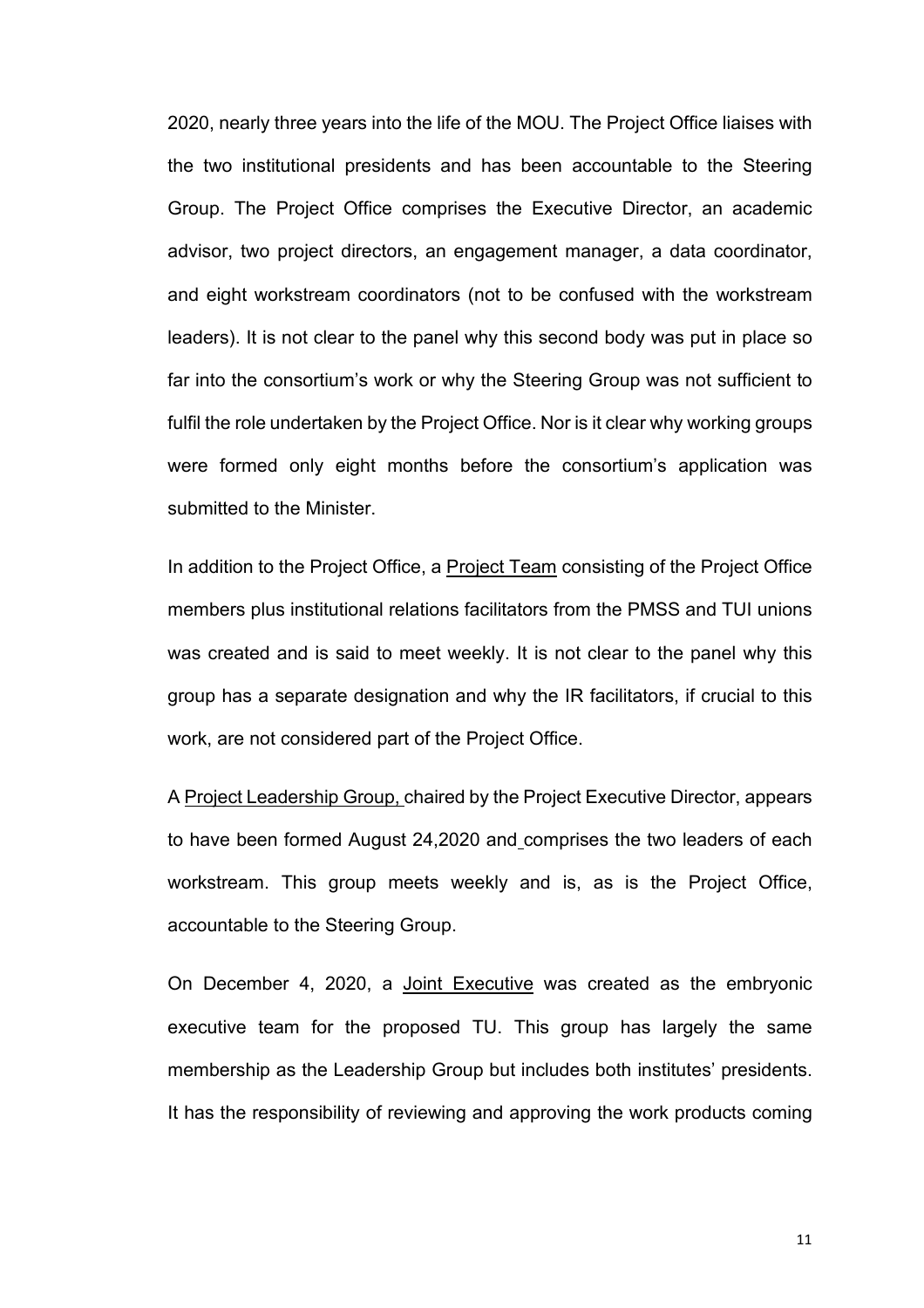2020, nearly three years into the life of the MOU. The Project Office liaises with the two institutional presidents and has been accountable to the Steering Group. The Project Office comprises the Executive Director, an academic advisor, two project directors, an engagement manager, a data coordinator, and eight workstream coordinators (not to be confused with the workstream leaders). It is not clear to the panel why this second body was put in place so far into the consortium's work or why the Steering Group was not sufficient to fulfil the role undertaken by the Project Office. Nor is it clear why working groups were formed only eight months before the consortium's application was submitted to the Minister.

In addition to the Project Office, a Project Team consisting of the Project Office members plus institutional relations facilitators from the PMSS and TUI unions was created and is said to meet weekly. It is not clear to the panel why this group has a separate designation and why the IR facilitators, if crucial to this work, are not considered part of the Project Office.

A Project Leadership Group, chaired by the Project Executive Director, appears to have been formed August 24,2020 and comprises the two leaders of each workstream. This group meets weekly and is, as is the Project Office, accountable to the Steering Group.

On December 4, 2020, a Joint Executive was created as the embryonic executive team for the proposed TU. This group has largely the same membership as the Leadership Group but includes both institutes' presidents. It has the responsibility of reviewing and approving the work products coming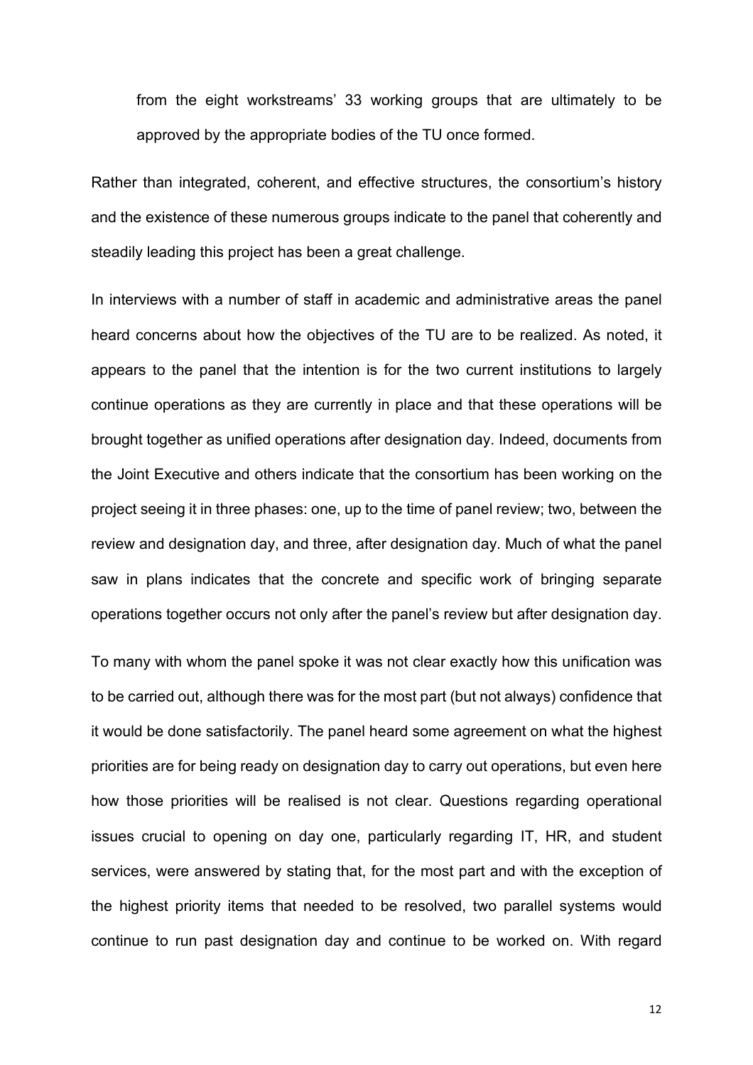from the eight workstreams' 33 working groups that are ultimately to be approved by the appropriate bodies of the TU once formed.

Rather than integrated, coherent, and effective structures, the consortium's history and the existence of these numerous groups indicate to the panel that coherently and steadily leading this project has been a great challenge.

In interviews with a number of staff in academic and administrative areas the panel heard concerns about how the objectives of the TU are to be realized. As noted, it appears to the panel that the intention is for the two current institutions to largely continue operations as they are currently in place and that these operations will be brought together as unified operations after designation day. Indeed, documents from the Joint Executive and others indicate that the consortium has been working on the project seeing it in three phases: one, up to the time of panel review; two, between the review and designation day, and three, after designation day. Much of what the panel saw in plans indicates that the concrete and specific work of bringing separate operations together occurs not only after the panel's review but after designation day.

To many with whom the panel spoke it was not clear exactly how this unification was to be carried out, although there was for the most part (but not always) confidence that it would be done satisfactorily. The panel heard some agreement on what the highest priorities are for being ready on designation day to carry out operations, but even here how those priorities will be realised is not clear. Questions regarding operational issues crucial to opening on day one, particularly regarding IT, HR, and student services, were answered by stating that, for the most part and with the exception of the highest priority items that needed to be resolved, two parallel systems would continue to run past designation day and continue to be worked on. With regard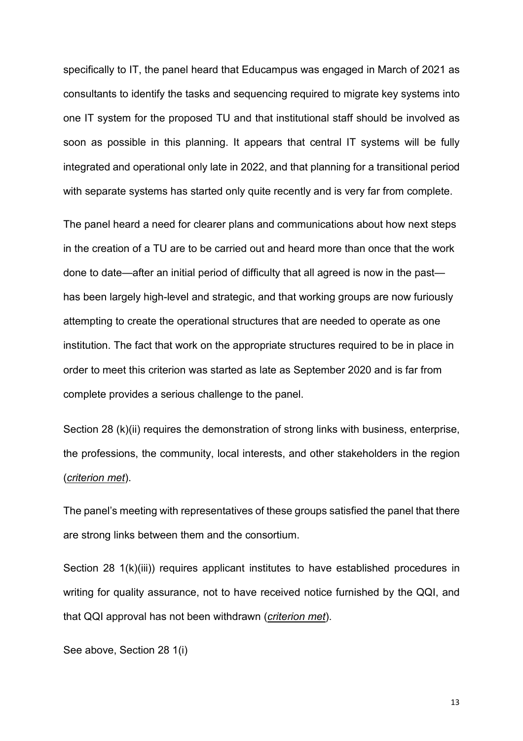specifically to IT, the panel heard that Educampus was engaged in March of 2021 as consultants to identify the tasks and sequencing required to migrate key systems into one IT system for the proposed TU and that institutional staff should be involved as soon as possible in this planning. It appears that central IT systems will be fully integrated and operational only late in 2022, and that planning for a transitional period with separate systems has started only quite recently and is very far from complete.

The panel heard a need for clearer plans and communications about how next steps in the creation of a TU are to be carried out and heard more than once that the work done to date—after an initial period of difficulty that all agreed is now in the past—has been largely high-level and strategic, and that working groups are now furiously attempting to create the operational structures that are needed to operate as one institution. The fact that work on the appropriate structures required to be in place in order to meet this criterion was started as late as September 2020 and is far from complete provides a serious challenge to the panel.

Section 28 (k)(ii) requires the demonstration of strong links with business, enterprise, the professions, the community, local interests, and other stakeholders in the region (*criterion met*).

The panel's meeting with representatives of these groups satisfied the panel that there are strong links between them and the consortium.

Section 28 1(k)(iii)) requires applicant institutes to have established procedures in writing for quality assurance, not to have received notice furnished by the QQI, and that QQI approval has not been withdrawn (*criterion met*).

See above, Section 28 1(i)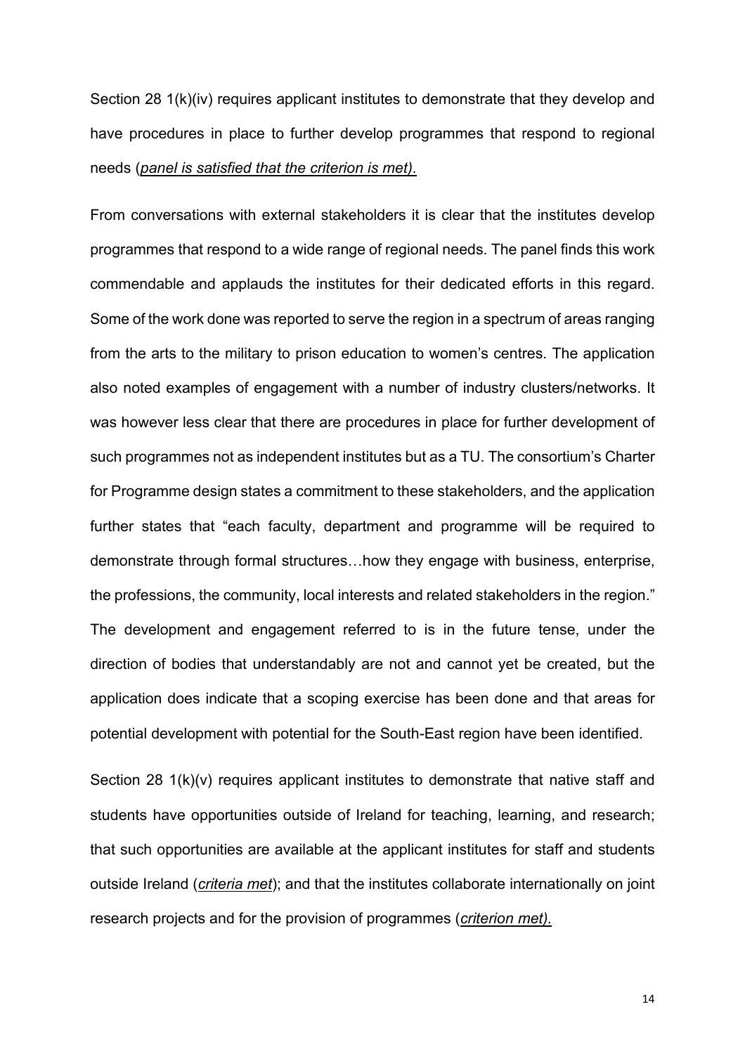Section 28 1(k)(iv) requires applicant institutes to demonstrate that they develop and have procedures in place to further develop programmes that respond to regional needs (*panel is satisfied that the criterion is met).*

From conversations with external stakeholders it is clear that the institutes develop programmes that respond to a wide range of regional needs. The panel finds this work commendable and applauds the institutes for their dedicated efforts in this regard. Some of the work done was reported to serve the region in a spectrum of areas ranging from the arts to the military to prison education to women's centres. The application also noted examples of engagement with a number of industry clusters/networks. It was however less clear that there are procedures in place for further development of such programmes not as independent institutes but as a TU. The consortium's Charter for Programme design states a commitment to these stakeholders, and the application further states that "each faculty, department and programme will be required to demonstrate through formal structures…how they engage with business, enterprise, the professions, the community, local interests and related stakeholders in the region." The development and engagement referred to is in the future tense, under the direction of bodies that understandably are not and cannot yet be created, but the application does indicate that a scoping exercise has been done and that areas for potential development with potential for the South-East region have been identified.

Section 28 1(k)(v) requires applicant institutes to demonstrate that native staff and students have opportunities outside of Ireland for teaching, learning, and research; that such opportunities are available at the applicant institutes for staff and students outside Ireland (*criteria met*); and that the institutes collaborate internationally on joint research projects and for the provision of programmes (*criterion met).*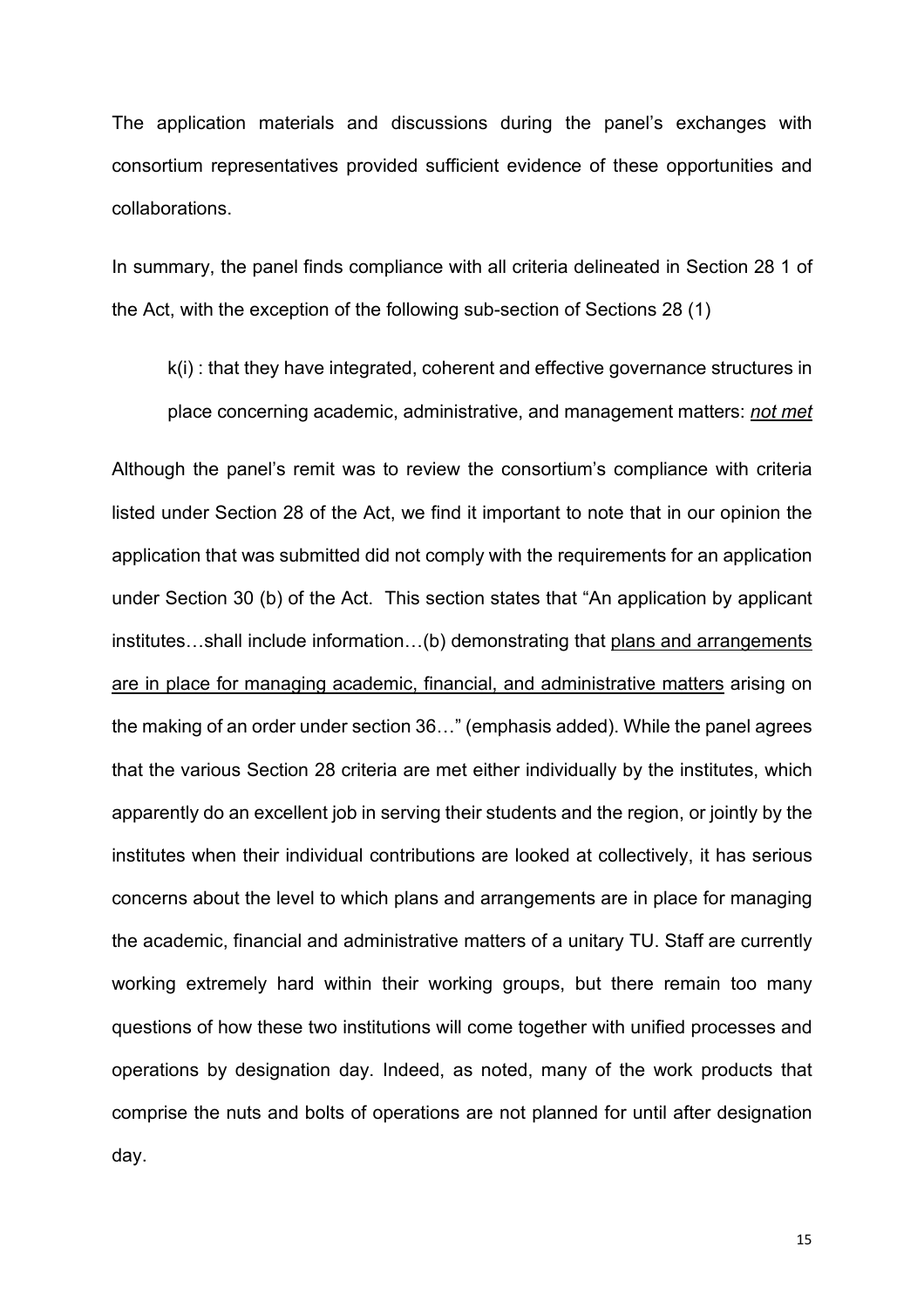The application materials and discussions during the panel's exchanges with consortium representatives provided sufficient evidence of these opportunities and collaborations.

In summary, the panel finds compliance with all criteria delineated in Section 28 1 of the Act, with the exception of the following sub-section of Sections 28 (1)

> k(i) : that they have integrated, coherent and effective governance structures in place concerning academic, administrative, and management matters: <u>*not met*</u>

Although the panel's remit was to review the consortium's compliance with criteria listed under Section 28 of the Act, we find it important to note that in our opinion the application that was submitted did not comply with the requirements for an application under Section 30 (b) of the Act. This section states that "An application by applicant institutes…shall include information…(b) demonstrating that <u>plans and arrangements are in place for managing academic, financial, and administrative matters</u> arising on the making of an order under section 36…" (emphasis added). While the panel agrees that the various Section 28 criteria are met either individually by the institutes, which apparently do an excellent job in serving their students and the region, or jointly by the institutes when their individual contributions are looked at collectively, it has serious concerns about the level to which plans and arrangements are in place for managing the academic, financial and administrative matters of a unitary TU. Staff are currently working extremely hard within their working groups, but there remain too many questions of how these two institutions will come together with unified processes and operations by designation day. Indeed, as noted, many of the work products that comprise the nuts and bolts of operations are not planned for until after designation day.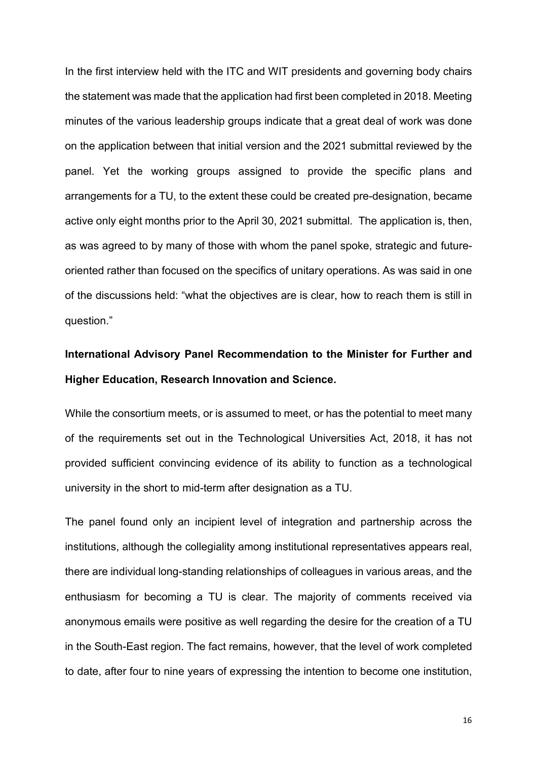In the first interview held with the ITC and WIT presidents and governing body chairs the statement was made that the application had first been completed in 2018. Meeting minutes of the various leadership groups indicate that a great deal of work was done on the application between that initial version and the 2021 submittal reviewed by the panel. Yet the working groups assigned to provide the specific plans and arrangements for a TU, to the extent these could be created pre-designation, became active only eight months prior to the April 30, 2021 submittal. The application is, then, as was agreed to by many of those with whom the panel spoke, strategic and future-oriented rather than focused on the specifics of unitary operations. As was said in one of the discussions held: "what the objectives are is clear, how to reach them is still in question."

**International Advisory Panel Recommendation to the Minister for Further and Higher Education, Research Innovation and Science.**

While the consortium meets, or is assumed to meet, or has the potential to meet many of the requirements set out in the Technological Universities Act, 2018, it has not provided sufficient convincing evidence of its ability to function as a technological university in the short to mid-term after designation as a TU.

The panel found only an incipient level of integration and partnership across the institutions, although the collegiality among institutional representatives appears real, there are individual long-standing relationships of colleagues in various areas, and the enthusiasm for becoming a TU is clear. The majority of comments received via anonymous emails were positive as well regarding the desire for the creation of a TU in the South-East region. The fact remains, however, that the level of work completed to date, after four to nine years of expressing the intention to become one institution,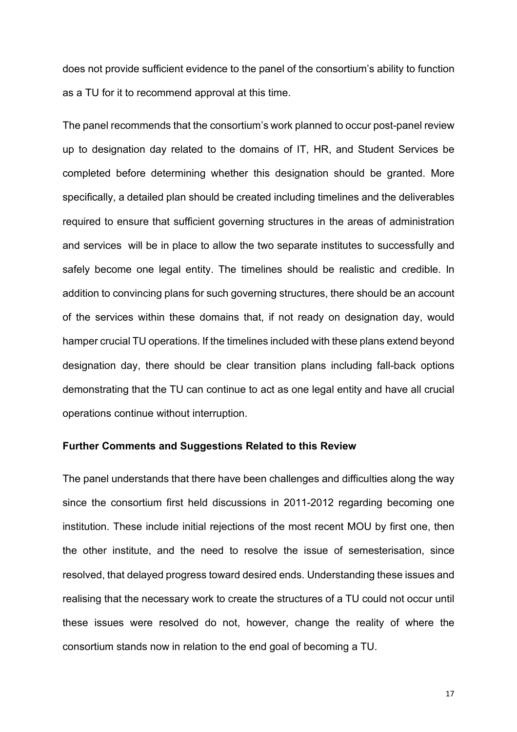does not provide sufficient evidence to the panel of the consortium's ability to function as a TU for it to recommend approval at this time.

The panel recommends that the consortium's work planned to occur post-panel review up to designation day related to the domains of IT, HR, and Student Services be completed before determining whether this designation should be granted. More specifically, a detailed plan should be created including timelines and the deliverables required to ensure that sufficient governing structures in the areas of administration and services will be in place to allow the two separate institutes to successfully and safely become one legal entity. The timelines should be realistic and credible. In addition to convincing plans for such governing structures, there should be an account of the services within these domains that, if not ready on designation day, would hamper crucial TU operations. If the timelines included with these plans extend beyond designation day, there should be clear transition plans including fall-back options demonstrating that the TU can continue to act as one legal entity and have all crucial operations continue without interruption.

**Further Comments and Suggestions Related to this Review**

The panel understands that there have been challenges and difficulties along the way since the consortium first held discussions in 2011-2012 regarding becoming one institution. These include initial rejections of the most recent MOU by first one, then the other institute, and the need to resolve the issue of semesterisation, since resolved, that delayed progress toward desired ends. Understanding these issues and realising that the necessary work to create the structures of a TU could not occur until these issues were resolved do not, however, change the reality of where the consortium stands now in relation to the end goal of becoming a TU.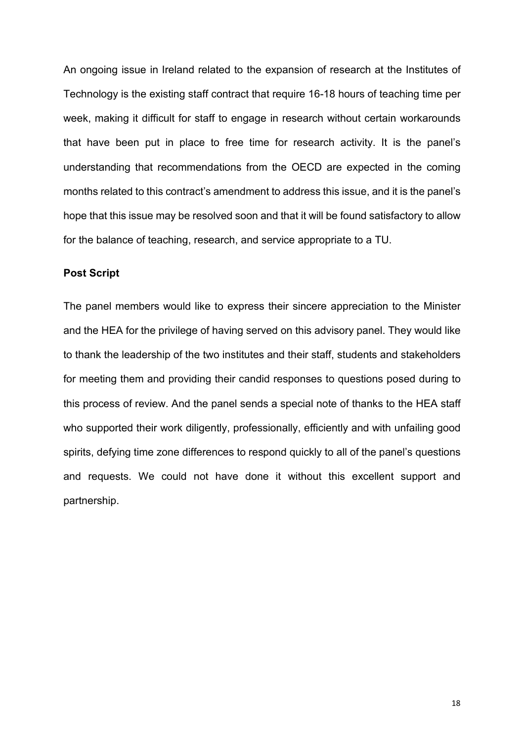An ongoing issue in Ireland related to the expansion of research at the Institutes of Technology is the existing staff contract that require 16-18 hours of teaching time per week, making it difficult for staff to engage in research without certain workarounds that have been put in place to free time for research activity. It is the panel's understanding that recommendations from the OECD are expected in the coming months related to this contract's amendment to address this issue, and it is the panel's hope that this issue may be resolved soon and that it will be found satisfactory to allow for the balance of teaching, research, and service appropriate to a TU.

**Post Script**

The panel members would like to express their sincere appreciation to the Minister and the HEA for the privilege of having served on this advisory panel. They would like to thank the leadership of the two institutes and their staff, students and stakeholders for meeting them and providing their candid responses to questions posed during to this process of review. And the panel sends a special note of thanks to the HEA staff who supported their work diligently, professionally, efficiently and with unfailing good spirits, defying time zone differences to respond quickly to all of the panel's questions and requests. We could not have done it without this excellent support and partnership.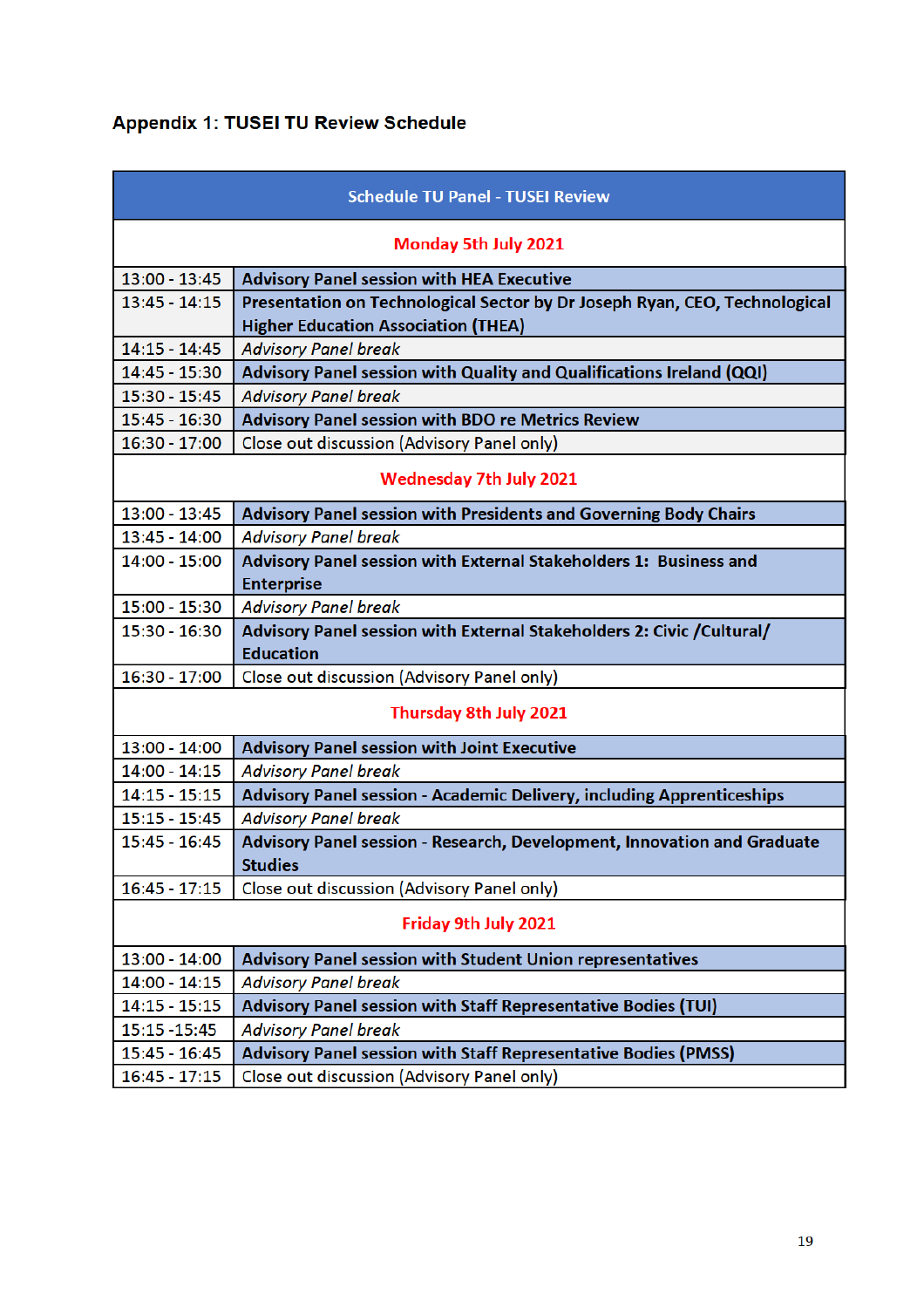### Appendix 1: TUSEI TU Review Schedule

| Schedule TU Panel - TUSEI Review | |
|---|---|
| **Monday 5th July 2021** | |
| 13:00 - 13:45 | **Advisory Panel session with HEA Executive** |
| 13:45 - 14:15 | **Presentation on Technological Sector by Dr Joseph Ryan, CEO, Technological Higher Education Association (THEA)** |
| 14:15 - 14:45 | *Advisory Panel break* |
| 14:45 - 15:30 | **Advisory Panel session with Quality and Qualifications Ireland (QQI)** |
| 15:30 - 15:45 | *Advisory Panel break* |
| 15:45 - 16:30 | **Advisory Panel session with BDO re Metrics Review** |
| 16:30 - 17:00 | Close out discussion (Advisory Panel only) |
| **Wednesday 7th July 2021** | |
| 13:00 - 13:45 | **Advisory Panel session with Presidents and Governing Body Chairs** |
| 13:45 - 14:00 | *Advisory Panel break* |
| 14:00 - 15:00 | **Advisory Panel session with External Stakeholders 1: Business and Enterprise** |
| 15:00 - 15:30 | *Advisory Panel break* |
| 15:30 - 16:30 | **Advisory Panel session with External Stakeholders 2: Civic /Cultural/ Education** |
| 16:30 - 17:00 | Close out discussion (Advisory Panel only) |
| **Thursday 8th July 2021** | |
| 13:00 - 14:00 | **Advisory Panel session with Joint Executive** |
| 14:00 - 14:15 | *Advisory Panel break* |
| 14:15 - 15:15 | **Advisory Panel session - Academic Delivery, including Apprenticeships** |
| 15:15 - 15:45 | *Advisory Panel break* |
| 15:45 - 16:45 | **Advisory Panel session - Research, Development, Innovation and Graduate Studies** |
| 16:45 - 17:15 | Close out discussion (Advisory Panel only) |
| **Friday 9th July 2021** | |
| 13:00 - 14:00 | **Advisory Panel session with Student Union representatives** |
| 14:00 - 14:15 | *Advisory Panel break* |
| 14:15 - 15:15 | **Advisory Panel session with Staff Representative Bodies (TUI)** |
| 15:15 -15:45 | *Advisory Panel break* |
| 15:45 - 16:45 | **Advisory Panel session with Staff Representative Bodies (PMSS)** |
| 16:45 - 17:15 | Close out discussion (Advisory Panel only) |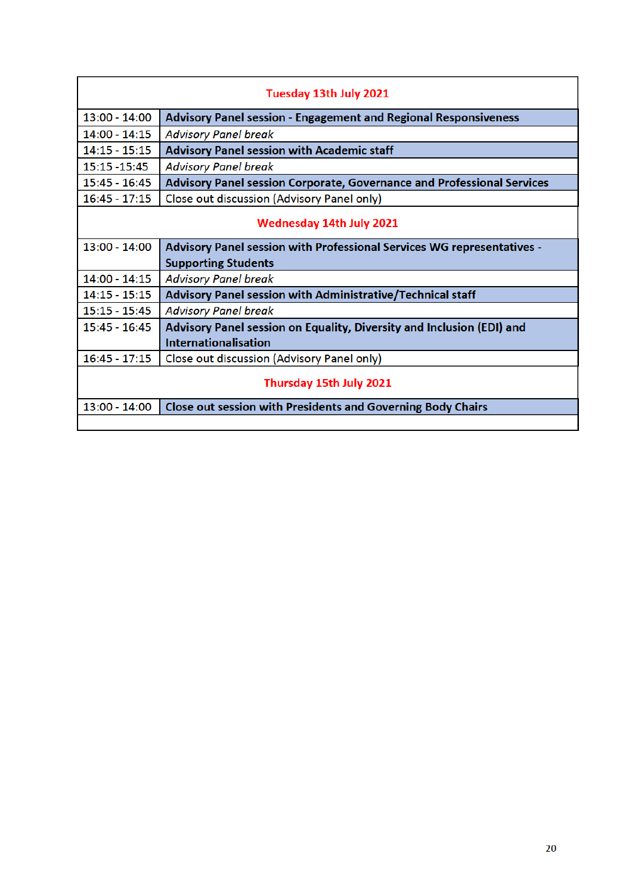| | |
|---|---|
| **Tuesday 13th July 2021** | |
| 13:00 - 14:00 | **Advisory Panel session - Engagement and Regional Responsiveness** |
| 14:00 - 14:15 | *Advisory Panel break* |
| 14:15 - 15:15 | **Advisory Panel session with Academic staff** |
| 15:15 -15:45 | *Advisory Panel break* |
| 15:45 - 16:45 | **Advisory Panel session Corporate, Governance and Professional Services** |
| 16:45 - 17:15 | Close out discussion (Advisory Panel only) |
| **Wednesday 14th July 2021** | |
| 13:00 - 14:00 | **Advisory Panel session with Professional Services WG representatives - Supporting Students** |
| 14:00 - 14:15 | *Advisory Panel break* |
| 14:15 - 15:15 | **Advisory Panel session with Administrative/Technical staff** |
| 15:15 - 15:45 | *Advisory Panel break* |
| 15:45 - 16:45 | **Advisory Panel session on Equality, Diversity and Inclusion (EDI) and Internationalisation** |
| 16:45 - 17:15 | Close out discussion (Advisory Panel only) |
| **Thursday 15th July 2021** | |
| 13:00 - 14:00 | **Close out session with Presidents and Governing Body Chairs** |